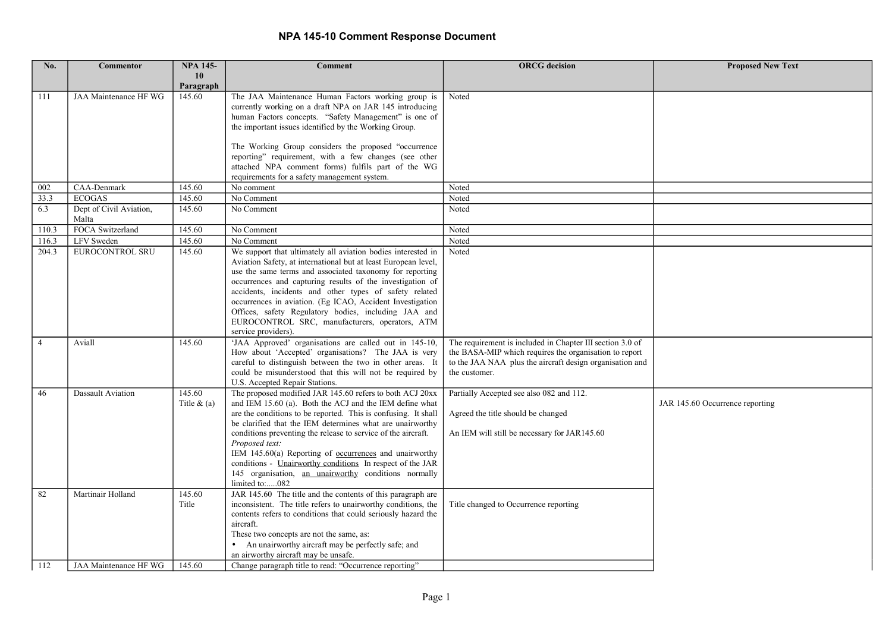# NPA 145-10 Comment Response Document

| No. | Commentor | NPA 145-10 Paragraph | Comment | ORCG decision | Proposed New Text |
|---|---|---|---|---|---|
| 111 | JAA Maintenance HF WG | 145.60 | The JAA Maintenance Human Factors working group is currently working on a draft NPA on JAR 145 introducing human Factors concepts. "Safety Management" is one of the important issues identified by the Working Group.<br><br>The Working Group considers the proposed "occurrence reporting" requirement, with a few changes (see other attached NPA comment forms) fulfils part of the WG requirements for a safety management system. | Noted | |
| 002 | CAA-Denmark | 145.60 | No comment | Noted | |
| 33.3 | ECOGAS | 145.60 | No Comment | Noted | |
| 6.3 | Dept of Civil Aviation, Malta | 145.60 | No Comment | Noted | |
| 110.3 | FOCA Switzerland | 145.60 | No Comment | Noted | |
| 116.3 | LFV Sweden | 145.60 | No Comment | Noted | |
| 204.3 | EUROCONTROL SRU | 145.60 | We support that ultimately all aviation bodies interested in Aviation Safety, at international but at least European level, use the same terms and associated taxonomy for reporting occurrences and capturing results of the investigation of accidents, incidents and other types of safety related occurrences in aviation. (Eg ICAO, Accident Investigation Offices, safety Regulatory bodies, including JAA and EUROCONTROL SRC, manufacturers, operators, ATM service providers). | Noted | |
| 4 | Aviall | 145.60 | 'JAA Approved' organisations are called out in 145-10, How about 'Accepted' organisations? The JAA is very careful to distinguish between the two in other areas. It could be misunderstood that this will not be required by U.S. Accepted Repair Stations. | The requirement is included in Chapter III section 3.0 of the BASA-MIP which requires the organisation to report to the JAA NAA plus the aircraft design organisation and the customer. | |
| 46 | Dassault Aviation | 145.60 Title & (a) | The proposed modified JAR 145.60 refers to both ACJ 20xx and IEM 15.60 (a). Both the ACJ and the IEM define what are the conditions to be reported. This is confusing. It shall be clarified that the IEM determines what are unairworthy conditions preventing the release to service of the aircraft.<br>*Proposed text:*<br>IEM 145.60(a) Reporting of occurrences and unairworthy conditions - Unairworthy conditions In respect of the JAR 145 organisation, an unairworthy conditions normally limited to:.....082 | Partially Accepted see also 082 and 112.<br><br>Agreed the title should be changed<br><br>An IEM will still be necessary for JAR145.60 | JAR 145.60 Occurrence reporting |
| 82 | Martinair Holland | 145.60 Title | JAR 145.60 The title and the contents of this paragraph are inconsistent. The title refers to unairworthy conditions, the contents refers to conditions that could seriously hazard the aircraft.<br>These two concepts are not the same, as:<br>• An unairworthy aircraft may be perfectly safe; and<br>an airworthy aircraft may be unsafe. | Title changed to Occurrence reporting | |
| 112 | JAA Maintenance HF WG | 145.60 | Change paragraph title to read: "Occurrence reporting" | | |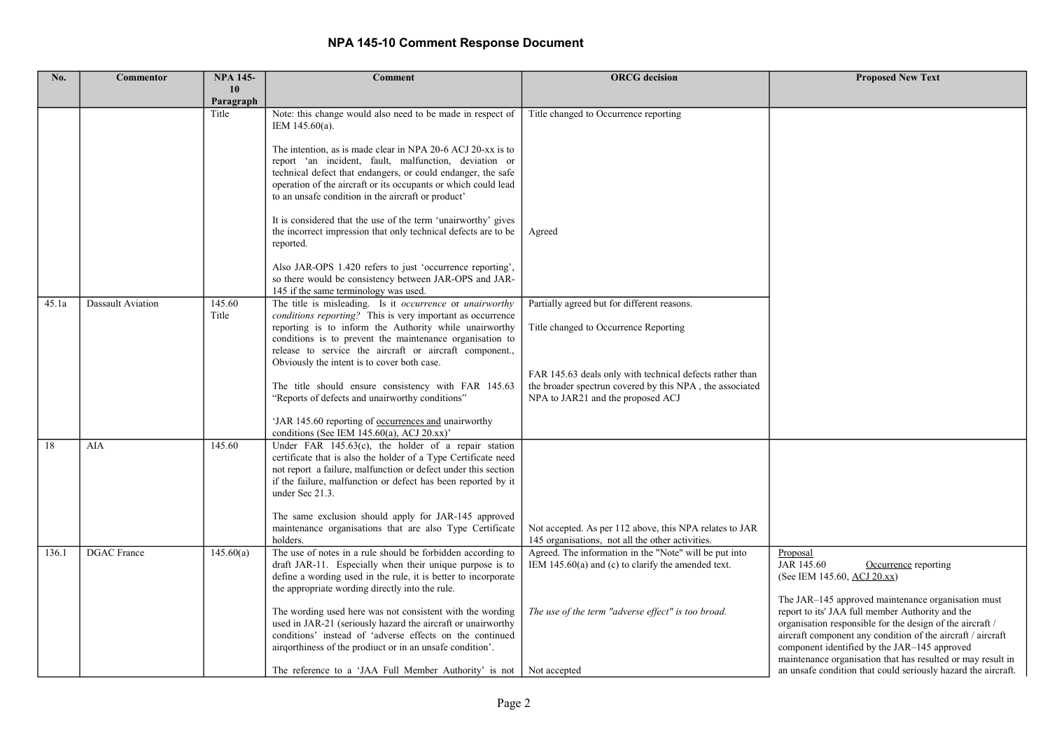# NPA 145-10 Comment Response Document

| No. | Commentor | NPA 145-10 Paragraph | Comment | ORCG decision | Proposed New Text |
|---|---|---|---|---|---|
| | | Title | Note: this change would also need to be made in respect of IEM 145.60(a).<br><br>The intention, as is made clear in NPA 20-6 ACJ 20-xx is to report 'an incident, fault, malfunction, deviation or technical defect that endangers, or could endanger, the safe operation of the aircraft or its occupants or which could lead to an unsafe condition in the aircraft or product'<br><br>It is considered that the use of the term 'unairworthy' gives the incorrect impression that only technical defects are to be reported.<br><br>Also JAR-OPS 1.420 refers to just 'occurrence reporting', so there would be consistency between JAR-OPS and JAR-145 if the same terminology was used. | Title changed to Occurrence reporting<br><br>Agreed | |
| 45.1a | Dassault Aviation | 145.60 Title | The title is misleading. Is it *occurrence* or *unairworthy conditions reporting?* This is very important as occurrence reporting is to inform the Authority while unairworthy conditions is to prevent the maintenance organisation to release to service the aircraft or aircraft component., Obviously the intent is to cover both case.<br><br>The title should ensure consistency with FAR 145.63 "Reports of defects and unairworthy conditions"<br><br>'JAR 145.60 reporting of occurrences and unairworthy conditions (See IEM 145.60(a), ACJ 20.xx)' | Partially agreed but for different reasons.<br><br>Title changed to Occurrence Reporting<br><br>FAR 145.63 deals only with technical defects rather than the broader spectrun covered by this NPA , the associated NPA to JAR21 and the proposed ACJ | |
| 18 | AIA | 145.60 | Under FAR 145.63(c), the holder of a repair station certificate that is also the holder of a Type Certificate need not report a failure, malfunction or defect under this section if the failure, malfunction or defect has been reported by it under Sec 21.3.<br><br>The same exclusion should apply for JAR-145 approved maintenance organisations that are also Type Certificate holders. | Not accepted. As per 112 above, this NPA relates to JAR 145 organisations, not all the other activities. | |
| 136.1 | DGAC France | 145.60(a) | The use of notes in a rule should be forbidden according to draft JAR-11. Especially when their unique purpose is to define a wording used in the rule, it is better to incorporate the appropriate wording directly into the rule.<br><br>The wording used here was not consistent with the wording used in JAR-21 (seriously hazard the aircraft or unairworthy conditions' instead of 'adverse effects on the continued airqorthiness of the prodiuct or in an unsafe condition'.<br><br>The reference to a 'JAA Full Member Authority' is not | Agreed. The information in the "Note" will be put into IEM 145.60(a) and (c) to clarify the amended text.<br><br>*The use of the term "adverse effect" is too broad.*<br><br>Not accepted | Proposal<br>JAR 145.60 Occurrence reporting<br>(See IEM 145.60, ACJ 20.xx)<br><br>The JAR–145 approved maintenance organisation must report to its' JAA full member Authority and the organisation responsible for the design of the aircraft / aircraft component any condition of the aircraft / aircraft component identified by the JAR–145 approved maintenance organisation that has resulted or may result in an unsafe condition that could seriously hazard the aircraft. |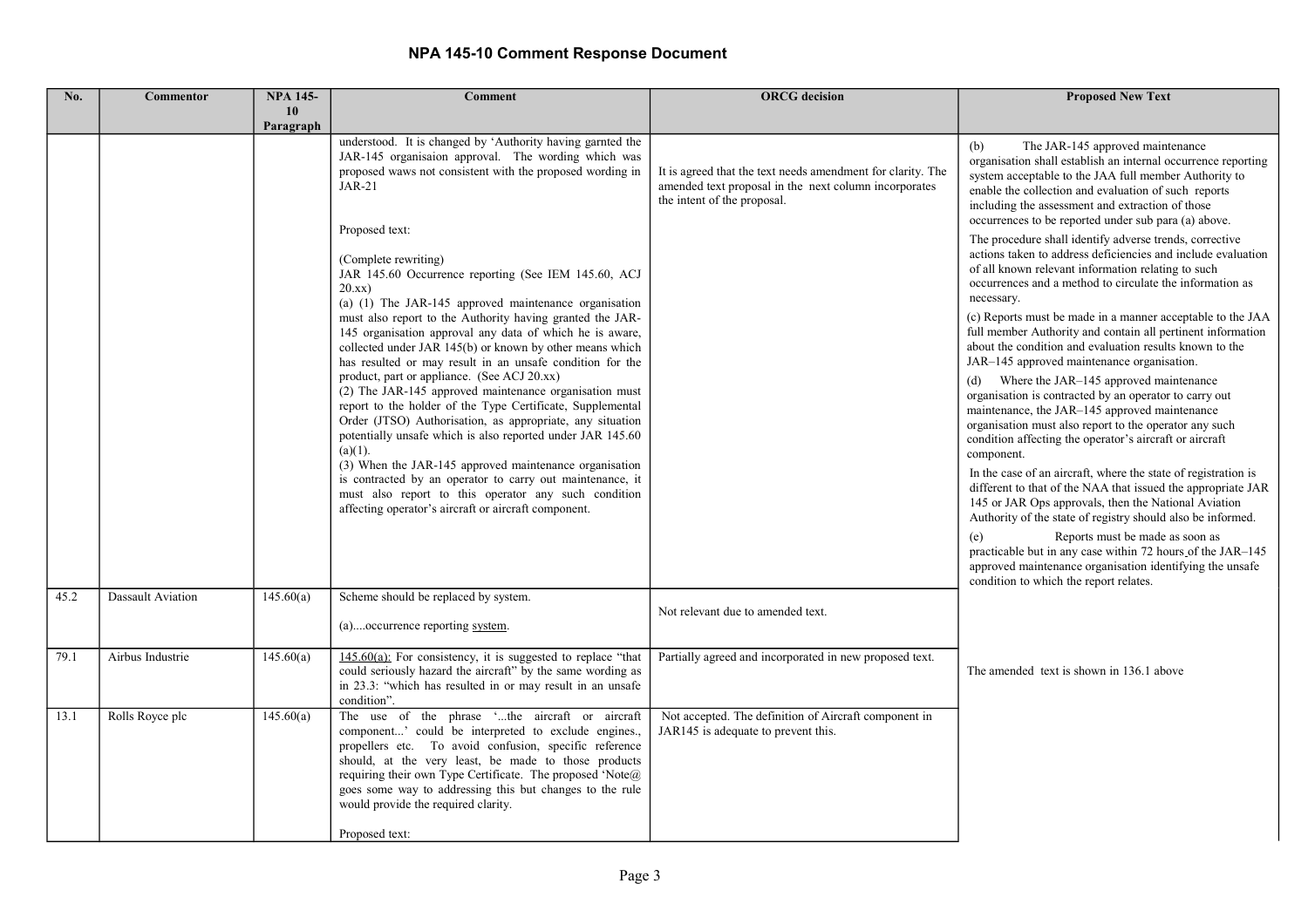# NPA 145-10 Comment Response Document

| No. | Commentor | NPA 145-10 Paragraph | Comment | ORCG decision | Proposed New Text |
|---|---|---|---|---|---|
| | | | understood. It is changed by 'Authority having garnted the JAR-145 organisaion approval. The wording which was proposed waws not consistent with the proposed wording in JAR-21<br><br>Proposed text:<br><br>(Complete rewriting)<br>JAR 145.60 Occurrence reporting (See IEM 145.60, ACJ 20.xx)<br>(a) (1) The JAR-145 approved maintenance organisation must also report to the Authority having granted the JAR-145 organisation approval any data of which he is aware, collected under JAR 145(b) or known by other means which has resulted or may result in an unsafe condition for the product, part or appliance. (See ACJ 20.xx)<br>(2) The JAR-145 approved maintenance organisation must report to the holder of the Type Certificate, Supplemental Order (JTSO) Authorisation, as appropriate, any situation potentially unsafe which is also reported under JAR 145.60 (a)(1).<br>(3) When the JAR-145 approved maintenance organisation is contracted by an operator to carry out maintenance, it must also report to this operator any such condition affecting operator's aircraft or aircraft component. | It is agreed that the text needs amendment for clarity. The amended text proposal in the next column incorporates the intent of the proposal. | (b) The JAR-145 approved maintenance organisation shall establish an internal occurrence reporting system acceptable to the JAA full member Authority to enable the collection and evaluation of such reports including the assessment and extraction of those occurrences to be reported under sub para (a) above.<br>The procedure shall identify adverse trends, corrective actions taken to address deficiencies and include evaluation of all known relevant information relating to such occurrences and a method to circulate the information as necessary.<br>(c) Reports must be made in a manner acceptable to the JAA full member Authority and contain all pertinent information about the condition and evaluation results known to the JAR–145 approved maintenance organisation.<br>(d) Where the JAR–145 approved maintenance organisation is contracted by an operator to carry out maintenance, the JAR–145 approved maintenance organisation must also report to the operator any such condition affecting the operator's aircraft or aircraft component.<br>In the case of an aircraft, where the state of registration is different to that of the NAA that issued the appropriate JAR 145 or JAR Ops approvals, then the National Aviation Authority of the state of registry should also be informed.<br>(e) Reports must be made as soon as practicable but in any case within 72 hours of the JAR–145 approved maintenance organisation identifying the unsafe condition to which the report relates. |
| 45.2 | Dassault Aviation | 145.60(a) | Scheme should be replaced by system.<br><br>(a)....occurrence reporting system. | Not relevant due to amended text. | |
| 79.1 | Airbus Industrie | 145.60(a) | 145.60(a): For consistency, it is suggested to replace "that could seriously hazard the aircraft" by the same wording as in 23.3: "which has resulted in or may result in an unsafe condition". | Partially agreed and incorporated in new proposed text. | The amended text is shown in 136.1 above |
| 13.1 | Rolls Royce plc | 145.60(a) | The use of the phrase '...the aircraft or aircraft component...' could be interpreted to exclude engines., propellers etc. To avoid confusion, specific reference should, at the very least, be made to those products requiring their own Type Certificate. The proposed 'Note@ goes some way to addressing this but changes to the rule would provide the required clarity.<br><br>Proposed text: | Not accepted. The definition of Aircraft component in JAR145 is adequate to prevent this. | |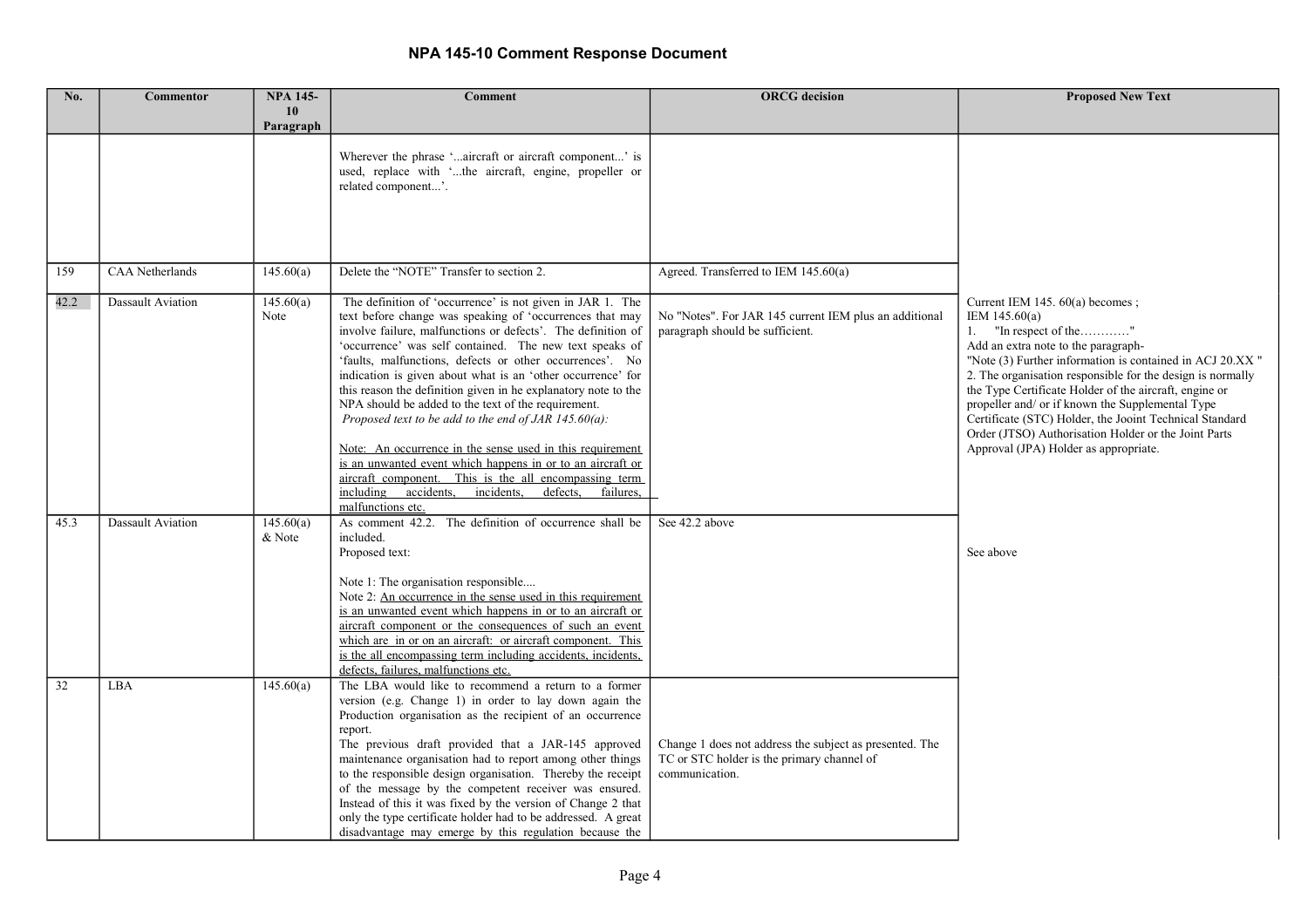## NPA 145-10 Comment Response Document

| No. | Commentor | NPA 145-10 Paragraph | Comment | ORCG decision | Proposed New Text |
|---|---|---|---|---|---|
| | | | Wherever the phrase '...aircraft or aircraft component...' is used, replace with '...the aircraft, engine, propeller or related component...'. | | |
| 159 | CAA Netherlands | 145.60(a) | Delete the "NOTE" Transfer to section 2. | Agreed. Transferred to IEM 145.60(a) | |
| 42.2 | Dassault Aviation | 145.60(a) Note | The definition of 'occurrence' is not given in JAR 1. The text before change was speaking of 'occurrences that may involve failure, malfunctions or defects'. The definition of 'occurrence' was self contained. The new text speaks of 'faults, malfunctions, defects or other occurrences'. No indication is given about what is an 'other occurrence' for this reason the definition given in he explanatory note to the NPA should be added to the text of the requirement.<br>*Proposed text to be add to the end of JAR 145.60(a):*<br><br>Note: An occurrence in the sense used in this requirement is an unwanted event which happens in or to an aircraft or aircraft component. This is the all encompassing term including accidents, incidents, defects, failures, malfunctions etc. | No "Notes". For JAR 145 current IEM plus an additional paragraph should be sufficient. | Current IEM 145. 60(a) becomes ;<br>IEM 145.60(a)<br>1. "In respect of the…………"<br>Add an extra note to the paragraph-<br>"Note (3) Further information is contained in ACJ 20.XX "<br>2. The organisation responsible for the design is normally the Type Certificate Holder of the aircraft, engine or propeller and/ or if known the Supplemental Type Certificate (STC) Holder, the Jooint Technical Standard Order (JTSO) Authorisation Holder or the Joint Parts Approval (JPA) Holder as appropriate. |
| 45.3 | Dassault Aviation | 145.60(a) & Note | As comment 42.2. The definition of occurrence shall be included.<br>Proposed text:<br><br>Note 1: The organisation responsible....<br>Note 2: An occurrence in the sense used in this requirement is an unwanted event which happens in or to an aircraft or aircraft component or the consequences of such an event which are in or on an aircraft: or aircraft component. This is the all encompassing term including accidents, incidents, defects, failures, malfunctions etc. | See 42.2 above | See above |
| 32 | LBA | 145.60(a) | The LBA would like to recommend a return to a former version (e.g. Change 1) in order to lay down again the Production organisation as the recipient of an occurrence report.<br>The previous draft provided that a JAR-145 approved maintenance organisation had to report among other things to the responsible design organisation. Thereby the receipt of the message by the competent receiver was ensured. Instead of this it was fixed by the version of Change 2 that only the type certificate holder had to be addressed. A great disadvantage may emerge by this regulation because the | Change 1 does not address the subject as presented. The TC or STC holder is the primary channel of communication. | |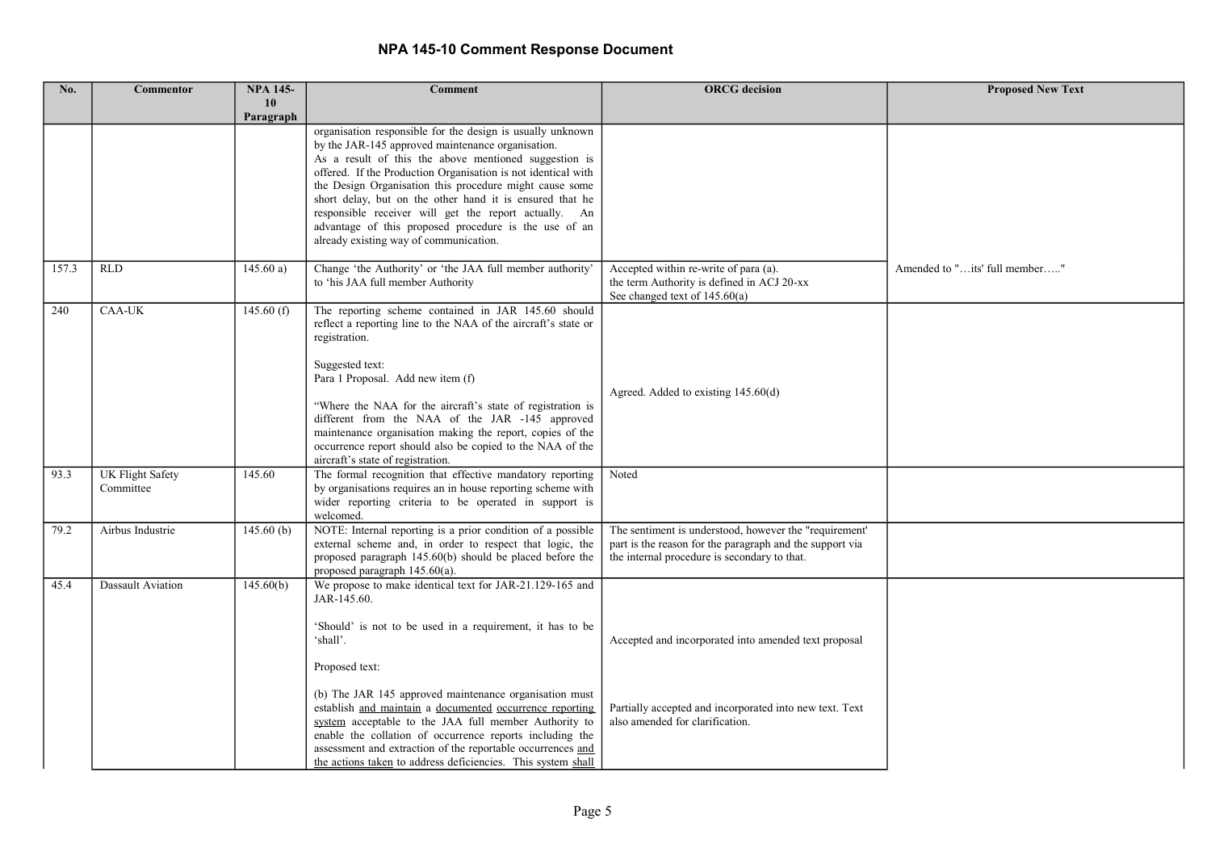# NPA 145-10 Comment Response Document

| No. | Commentor | NPA 145-10 Paragraph | Comment | ORCG decision | Proposed New Text |
|---|---|---|---|---|---|
| | | | organisation responsible for the design is usually unknown by the JAR-145 approved maintenance organisation. As a result of this the above mentioned suggestion is offered. If the Production Organisation is not identical with the Design Organisation this procedure might cause some short delay, but on the other hand it is ensured that he responsible receiver will get the report actually. An advantage of this proposed procedure is the use of an already existing way of communication. | | |
| 157.3 | RLD | 145.60 a) | Change 'the Authority' or 'the JAA full member authority' to 'his JAA full member Authority | Accepted within re-write of para (a). the term Authority is defined in ACJ 20-xx See changed text of 145.60(a) | Amended to "…its' full member….." |
| 240 | CAA-UK | 145.60 (f) | The reporting scheme contained in JAR 145.60 should reflect a reporting line to the NAA of the aircraft's state or registration. Suggested text: Para 1 Proposal. Add new item (f) "Where the NAA for the aircraft's state of registration is different from the NAA of the JAR -145 approved maintenance organisation making the report, copies of the occurrence report should also be copied to the NAA of the aircraft's state of registration. | Agreed. Added to existing 145.60(d) | |
| 93.3 | UK Flight Safety Committee | 145.60 | The formal recognition that effective mandatory reporting by organisations requires an in house reporting scheme with wider reporting criteria to be operated in support is welcomed. | Noted | |
| 79.2 | Airbus Industrie | 145.60 (b) | NOTE: Internal reporting is a prior condition of a possible external scheme and, in order to respect that logic, the proposed paragraph 145.60(b) should be placed before the proposed paragraph 145.60(a). | The sentiment is understood, however the "requirement' part is the reason for the paragraph and the support via the internal procedure is secondary to that. | |
| 45.4 | Dassault Aviation | 145.60(b) | We propose to make identical text for JAR-21.129-165 and JAR-145.60. 'Should' is not to be used in a requirement, it has to be 'shall'. Proposed text: (b) The JAR 145 approved maintenance organisation must establish <u>and maintain</u> a <u>documented</u> <u>occurrence reporting system</u> acceptable to the JAA full member Authority to enable the collation of occurrence reports including the assessment and extraction of the reportable occurrences <u>and the actions taken</u> to address deficiencies. This system <u>shall</u> | Accepted and incorporated into amended text proposal Partially accepted and incorporated into new text. Text also amended for clarification. | |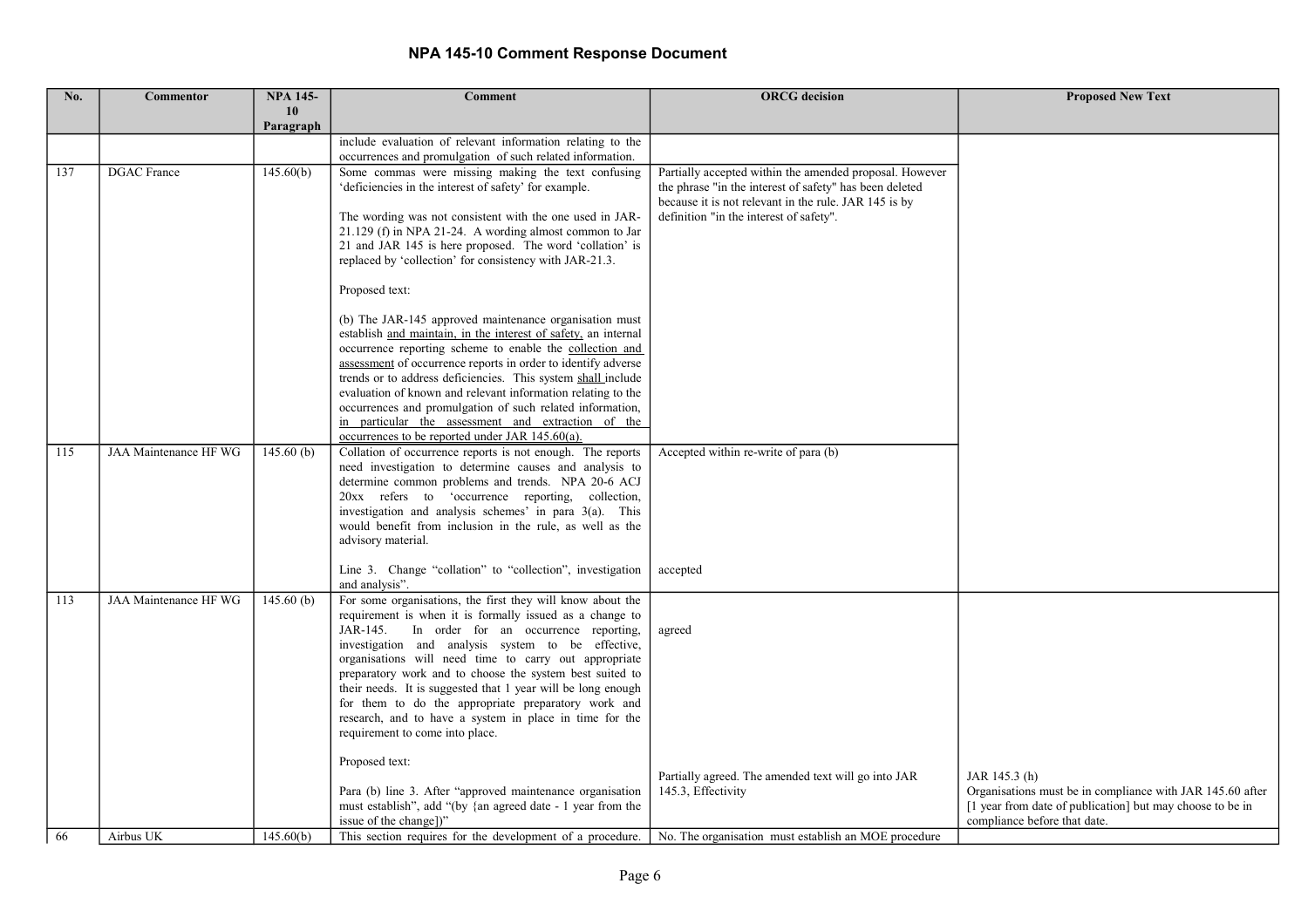## NPA 145-10 Comment Response Document

| No. | Commentor | NPA 145-10 Paragraph | Comment | ORCG decision | Proposed New Text |
|---|---|---|---|---|---|
| | | | include evaluation of relevant information relating to the occurrences and promulgation of such related information. | | |
| 137 | DGAC France | 145.60(b) | Some commas were missing making the text confusing 'deficiencies in the interest of safety' for example.<br><br>The wording was not consistent with the one used in JAR-21.129 (f) in NPA 21-24. A wording almost common to Jar 21 and JAR 145 is here proposed. The word 'collation' is replaced by 'collection' for consistency with JAR-21.3.<br><br>Proposed text:<br><br>(b) The JAR-145 approved maintenance organisation must establish and maintain, in the interest of safety, an internal occurrence reporting scheme to enable the collection and assessment of occurrence reports in order to identify adverse trends or to address deficiencies. This system shall include evaluation of known and relevant information relating to the occurrences and promulgation of such related information, in particular the assessment and extraction of the occurrences to be reported under JAR 145.60(a). | Partially accepted within the amended proposal. However the phrase "in the interest of safety" has been deleted because it is not relevant in the rule. JAR 145 is by definition "in the interest of safety". | |
| 115 | JAA Maintenance HF WG | 145.60 (b) | Collation of occurrence reports is not enough. The reports need investigation to determine causes and analysis to determine common problems and trends. NPA 20-6 ACJ 20xx refers to 'occurrence reporting, collection, investigation and analysis schemes' in para 3(a). This would benefit from inclusion in the rule, as well as the advisory material.<br><br>Line 3. Change "collation" to "collection", investigation and analysis". | Accepted within re-write of para (b)<br><br>accepted | |
| 113 | JAA Maintenance HF WG | 145.60 (b) | For some organisations, the first they will know about the requirement is when it is formally issued as a change to JAR-145. In order for an occurrence reporting, investigation and analysis system to be effective, organisations will need time to carry out appropriate preparatory work and to choose the system best suited to their needs. It is suggested that 1 year will be long enough for them to do the appropriate preparatory work and research, and to have a system in place in time for the requirement to come into place.<br><br>Proposed text:<br><br>Para (b) line 3. After "approved maintenance organisation must establish", add "(by {an agreed date - 1 year from the issue of the change])" | agreed<br><br>Partially agreed. The amended text will go into JAR 145.3, Effectivity | JAR 145.3 (h)<br>Organisations must be in compliance with JAR 145.60 after [1 year from date of publication] but may choose to be in compliance before that date. |
| 66 | Airbus UK | 145.60(b) | This section requires for the development of a procedure. | No. The organisation must establish an MOE procedure | |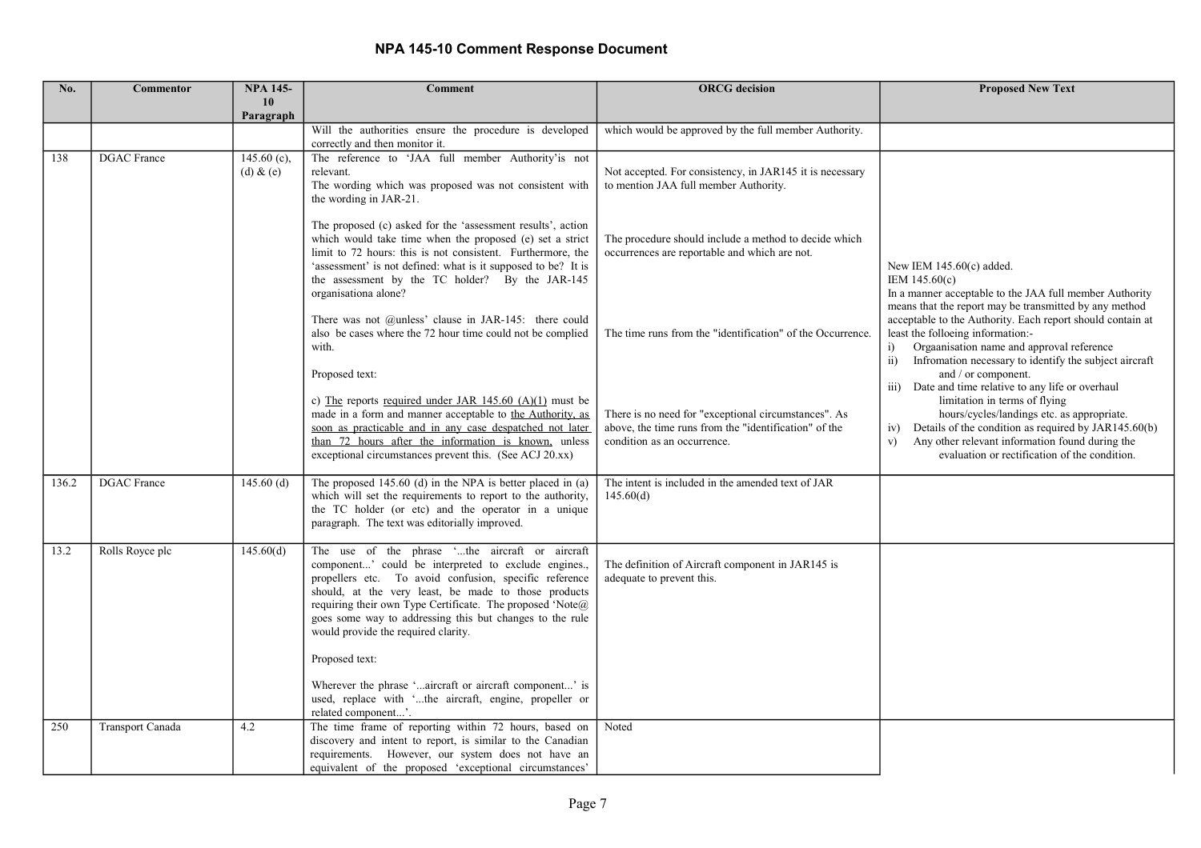# NPA 145-10 Comment Response Document

| No. | Commentor | NPA 145-10 Paragraph | Comment | ORCG decision | Proposed New Text |
|---|---|---|---|---|---|
| | | | Will the authorities ensure the procedure is developed correctly and then monitor it. | which would be approved by the full member Authority. | |
| 138 | DGAC France | 145.60 (c), (d) & (e) | The reference to 'JAA full member Authority'is not relevant.<br>The wording which was proposed was not consistent with the wording in JAR-21.<br><br>The proposed (c) asked for the 'assessment results', action which would take time when the proposed (e) set a strict limit to 72 hours: this is not consistent. Furthermore, the 'assessment' is not defined: what is it supposed to be? It is the assessment by the TC holder? By the JAR-145 organisationa alone?<br><br>There was not @unless' clause in JAR-145: there could also be cases where the 72 hour time could not be complied with.<br><br>Proposed text:<br><br>c) The reports required under JAR 145.60 (A)(1) must be made in a form and manner acceptable to the Authority, as soon as practicable and in any case despatched not later than 72 hours after the information is known, unless exceptional circumstances prevent this. (See ACJ 20.xx) | Not accepted. For consistency, in JAR145 it is necessary to mention JAA full member Authority.<br><br>The procedure should include a method to decide which occurrences are reportable and which are not.<br><br>The time runs from the "identification" of the Occurrence.<br><br>There is no need for "exceptional circumstances". As above, the time runs from the "identification" of the condition as an occurrence. | New IEM 145.60(c) added.<br>IEM 145.60(c)<br>In a manner acceptable to the JAA full member Authority means that the report may be transmitted by any method acceptable to the Authority. Each report should contain at least the folloeing information:-<br>i) Orgaanisation name and approval reference<br>ii) Infromation necessary to identify the subject aircraft and / or component.<br>iii) Date and time relative to any life or overhaul limitation in terms of flying hours/cycles/landings etc. as appropriate.<br>iv) Details of the condition as required by JAR145.60(b)<br>v) Any other relevant information found during the evaluation or rectification of the condition. |
| 136.2 | DGAC France | 145.60 (d) | The proposed 145.60 (d) in the NPA is better placed in (a) which will set the requirements to report to the authority, the TC holder (or etc) and the operator in a unique paragraph. The text was editorially improved. | The intent is included in the amended text of JAR 145.60(d) | |
| 13.2 | Rolls Royce plc | 145.60(d) | The use of the phrase '...the aircraft or aircraft component...' could be interpreted to exclude engines., propellers etc. To avoid confusion, specific reference should, at the very least, be made to those products requiring their own Type Certificate. The proposed 'Note@ goes some way to addressing this but changes to the rule would provide the required clarity.<br><br>Proposed text:<br><br>Wherever the phrase '...aircraft or aircraft component...' is used, replace with '...the aircraft, engine, propeller or related component...'. | The definition of Aircraft component in JAR145 is adequate to prevent this. | |
| 250 | Transport Canada | 4.2 | The time frame of reporting within 72 hours, based on discovery and intent to report, is similar to the Canadian requirements. However, our system does not have an equivalent of the proposed 'exceptional circumstances' | Noted | |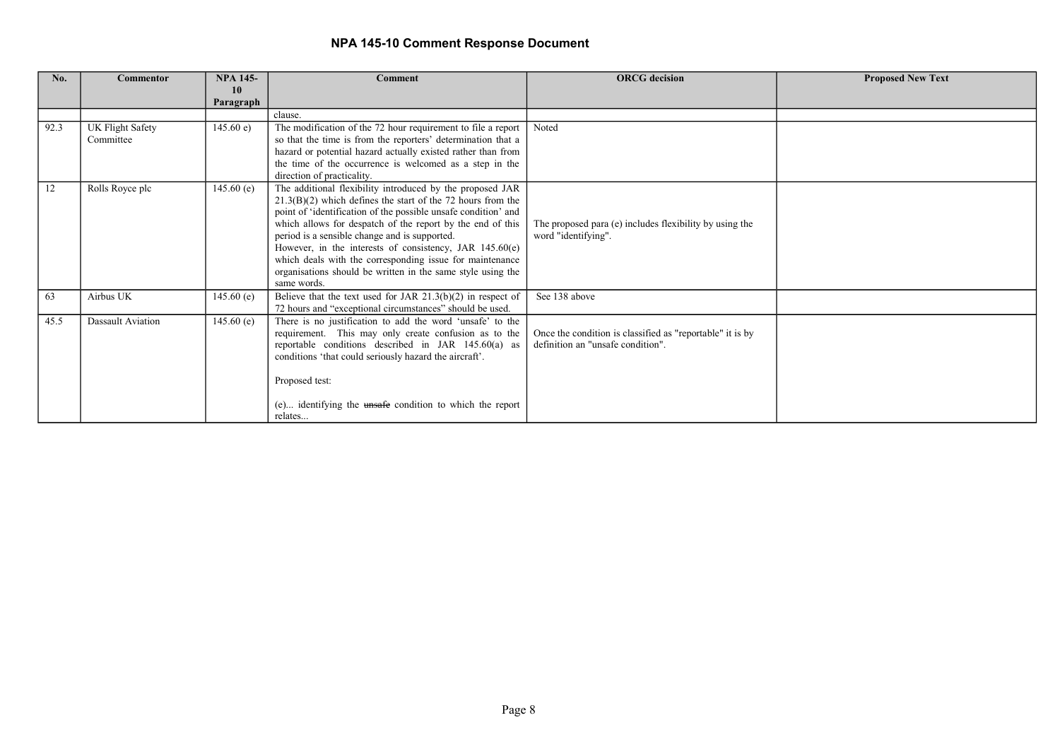## NPA 145-10 Comment Response Document

| No. | Commentor | NPA 145-10 Paragraph | Comment | ORCG decision | Proposed New Text |
|---|---|---|---|---|---|
| | | | clause. | | |
| 92.3 | UK Flight Safety Committee | 145.60 e) | The modification of the 72 hour requirement to file a report so that the time is from the reporters' determination that a hazard or potential hazard actually existed rather than from the time of the occurrence is welcomed as a step in the direction of practicality. | Noted | |
| 12 | Rolls Royce plc | 145.60 (e) | The additional flexibility introduced by the proposed JAR 21.3(B)(2) which defines the start of the 72 hours from the point of 'identification of the possible unsafe condition' and which allows for despatch of the report by the end of this period is a sensible change and is supported. However, in the interests of consistency, JAR 145.60(e) which deals with the corresponding issue for maintenance organisations should be written in the same style using the same words. | The proposed para (e) includes flexibility by using the word "identifying". | |
| 63 | Airbus UK | 145.60 (e) | Believe that the text used for JAR 21.3(b)(2) in respect of 72 hours and "exceptional circumstances" should be used. | See 138 above | |
| 45.5 | Dassault Aviation | 145.60 (e) | There is no justification to add the word 'unsafe' to the requirement. This may only create confusion as to the reportable conditions described in JAR 145.60(a) as conditions 'that could seriously hazard the aircraft'.<br><br>Proposed test:<br><br>(e)... identifying the ~~unsafe~~ condition to which the report relates... | Once the condition is classified as "reportable" it is by definition an "unsafe condition". | |